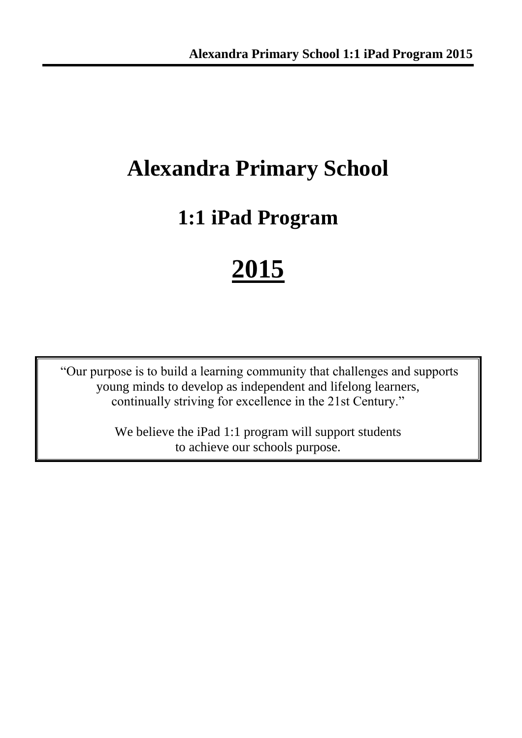# Alexandra Primary School

## 1:1 iPad Program

## 2015

"Our purpose is to build a learning community that challenges and supports young minds to develop as independent and lifelong learners, continually striving for excellence in the 21st Century."

We believe the iPad 1:1 program will support students to achieve our schools purpose.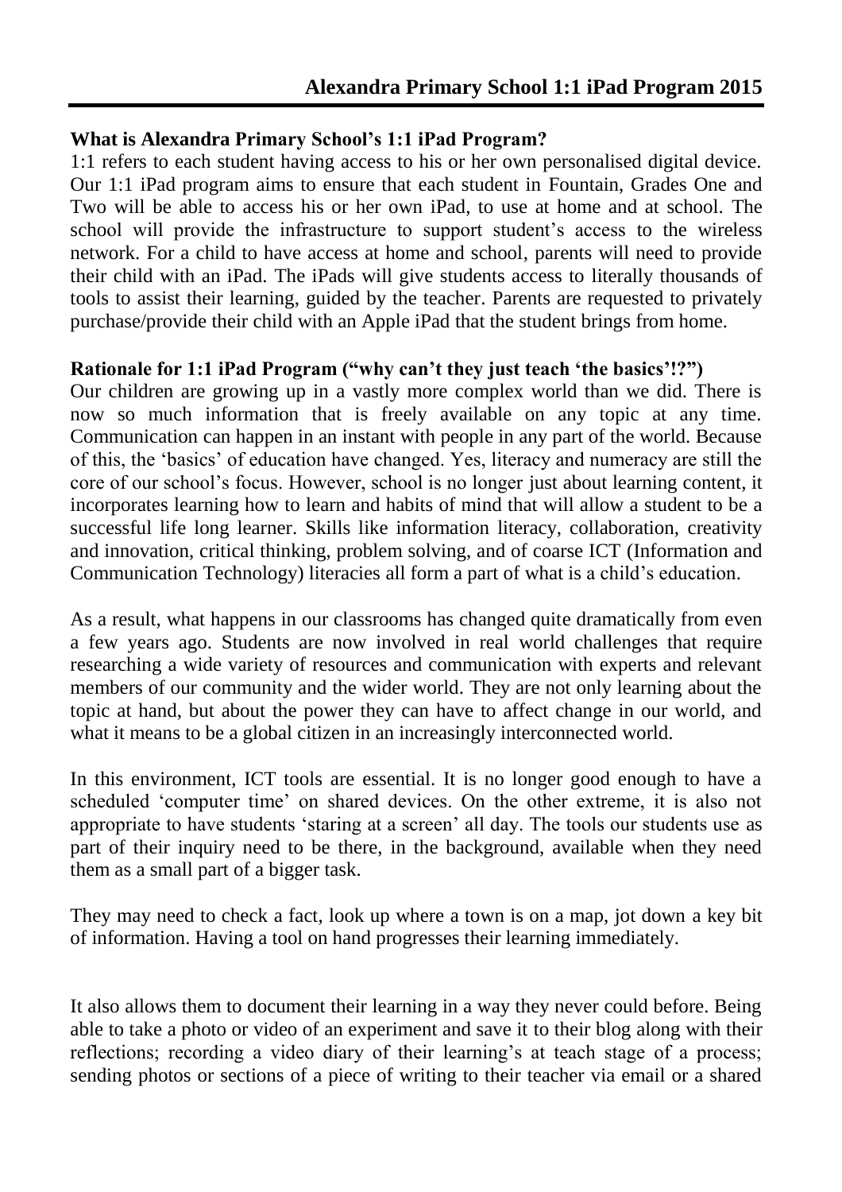## Alexandra Primary School 1:1 iPad Program 2015

**What is Alexandra Primary School's 1:1 iPad Program?**

1:1 refers to each student having access to his or her own personalised digital device. Our 1:1 iPad program aims to ensure that each student in Fountain, Grades One and Two will be able to access his or her own iPad, to use at home and at school. The school will provide the infrastructure to support student's access to the wireless network. For a child to have access at home and school, parents will need to provide their child with an iPad. The iPads will give students access to literally thousands of tools to assist their learning, guided by the teacher. Parents are requested to privately purchase/provide their child with an Apple iPad that the student brings from home.

**Rationale for 1:1 iPad Program ("why can't they just teach 'the basics'!?")**

Our children are growing up in a vastly more complex world than we did. There is now so much information that is freely available on any topic at any time. Communication can happen in an instant with people in any part of the world. Because of this, the 'basics' of education have changed. Yes, literacy and numeracy are still the core of our school's focus. However, school is no longer just about learning content, it incorporates learning how to learn and habits of mind that will allow a student to be a successful life long learner. Skills like information literacy, collaboration, creativity and innovation, critical thinking, problem solving, and of coarse ICT (Information and Communication Technology) literacies all form a part of what is a child's education.

As a result, what happens in our classrooms has changed quite dramatically from even a few years ago. Students are now involved in real world challenges that require researching a wide variety of resources and communication with experts and relevant members of our community and the wider world. They are not only learning about the topic at hand, but about the power they can have to affect change in our world, and what it means to be a global citizen in an increasingly interconnected world.

In this environment, ICT tools are essential. It is no longer good enough to have a scheduled 'computer time' on shared devices. On the other extreme, it is also not appropriate to have students 'staring at a screen' all day. The tools our students use as part of their inquiry need to be there, in the background, available when they need them as a small part of a bigger task.

They may need to check a fact, look up where a town is on a map, jot down a key bit of information. Having a tool on hand progresses their learning immediately.

It also allows them to document their learning in a way they never could before. Being able to take a photo or video of an experiment and save it to their blog along with their reflections; recording a video diary of their learning's at teach stage of a process; sending photos or sections of a piece of writing to their teacher via email or a shared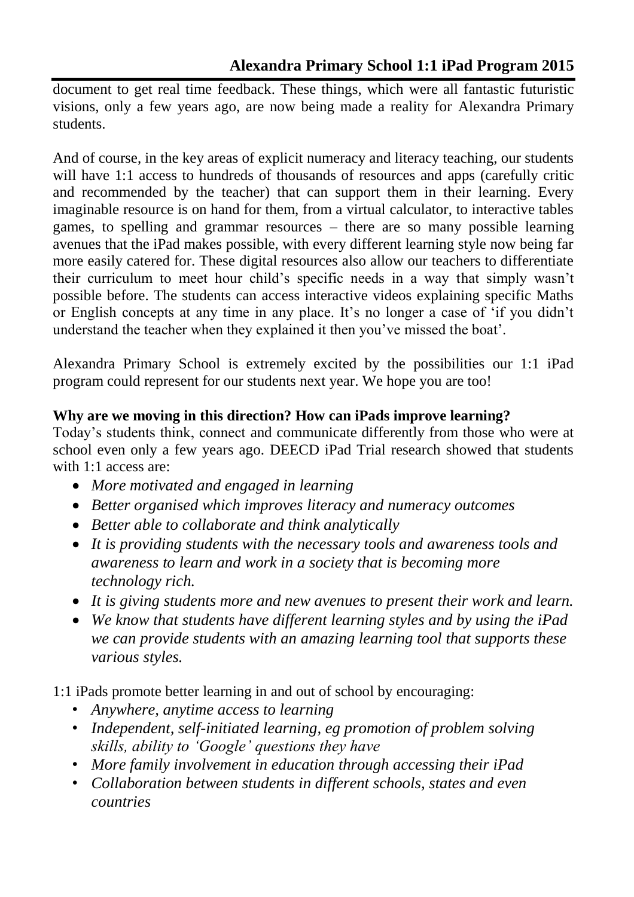document to get real time feedback. These things, which were all fantastic futuristic visions, only a few years ago, are now being made a reality for Alexandra Primary students.

And of course, in the key areas of explicit numeracy and literacy teaching, our students will have 1:1 access to hundreds of thousands of resources and apps (carefully critic and recommended by the teacher) that can support them in their learning. Every imaginable resource is on hand for them, from a virtual calculator, to interactive tables games, to spelling and grammar resources – there are so many possible learning avenues that the iPad makes possible, with every different learning style now being far more easily catered for. These digital resources also allow our teachers to differentiate their curriculum to meet hour child's specific needs in a way that simply wasn't possible before. The students can access interactive videos explaining specific Maths or English concepts at any time in any place. It's no longer a case of 'if you didn't understand the teacher when they explained it then you've missed the boat'.

Alexandra Primary School is extremely excited by the possibilities our 1:1 iPad program could represent for our students next year. We hope you are too!

**Why are we moving in this direction? How can iPads improve learning?**

Today's students think, connect and communicate differently from those who were at school even only a few years ago. DEECD iPad Trial research showed that students with 1:1 access are:

- *More motivated and engaged in learning*
- *Better organised which improves literacy and numeracy outcomes*
- *Better able to collaborate and think analytically*
- *It is providing students with the necessary tools and awareness tools and awareness to learn and work in a society that is becoming more technology rich.*
- *It is giving students more and new avenues to present their work and learn.*
- *We know that students have different learning styles and by using the iPad we can provide students with an amazing learning tool that supports these various styles.*

1:1 iPads promote better learning in and out of school by encouraging:

- *Anywhere, anytime access to learning*
- *Independent, self-initiated learning, eg promotion of problem solving skills, ability to 'Google' questions they have*
- *More family involvement in education through accessing their iPad*
- *Collaboration between students in different schools, states and even countries*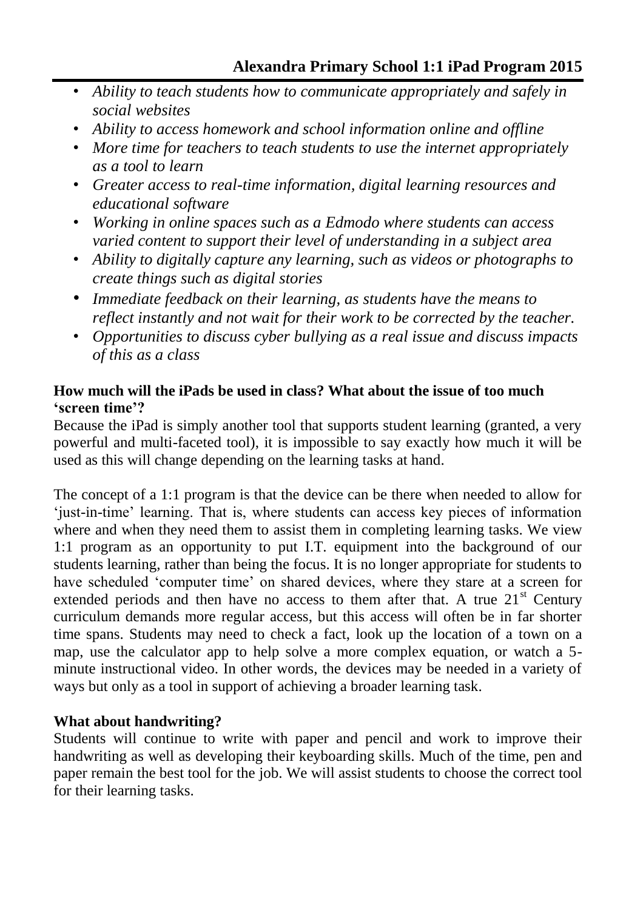- *Ability to teach students how to communicate appropriately and safely in social websites*
- *Ability to access homework and school information online and offline*
- *More time for teachers to teach students to use the internet appropriately as a tool to learn*
- *Greater access to real-time information, digital learning resources and educational software*
- *Working in online spaces such as a Edmodo where students can access varied content to support their level of understanding in a subject area*
- *Ability to digitally capture any learning, such as videos or photographs to create things such as digital stories*
- *Immediate feedback on their learning, as students have the means to reflect instantly and not wait for their work to be corrected by the teacher.*
- *Opportunities to discuss cyber bullying as a real issue and discuss impacts of this as a class*

**How much will the iPads be used in class? What about the issue of too much 'screen time'?**

Because the iPad is simply another tool that supports student learning (granted, a very powerful and multi-faceted tool), it is impossible to say exactly how much it will be used as this will change depending on the learning tasks at hand.

The concept of a 1:1 program is that the device can be there when needed to allow for 'just-in-time' learning. That is, where students can access key pieces of information where and when they need them to assist them in completing learning tasks. We view 1:1 program as an opportunity to put I.T. equipment into the background of our students learning, rather than being the focus. It is no longer appropriate for students to have scheduled 'computer time' on shared devices, where they stare at a screen for extended periods and then have no access to them after that. A true 21st Century curriculum demands more regular access, but this access will often be in far shorter time spans. Students may need to check a fact, look up the location of a town on a map, use the calculator app to help solve a more complex equation, or watch a 5-minute instructional video. In other words, the devices may be needed in a variety of ways but only as a tool in support of achieving a broader learning task.

**What about handwriting?**

Students will continue to write with paper and pencil and work to improve their handwriting as well as developing their keyboarding skills. Much of the time, pen and paper remain the best tool for the job. We will assist students to choose the correct tool for their learning tasks.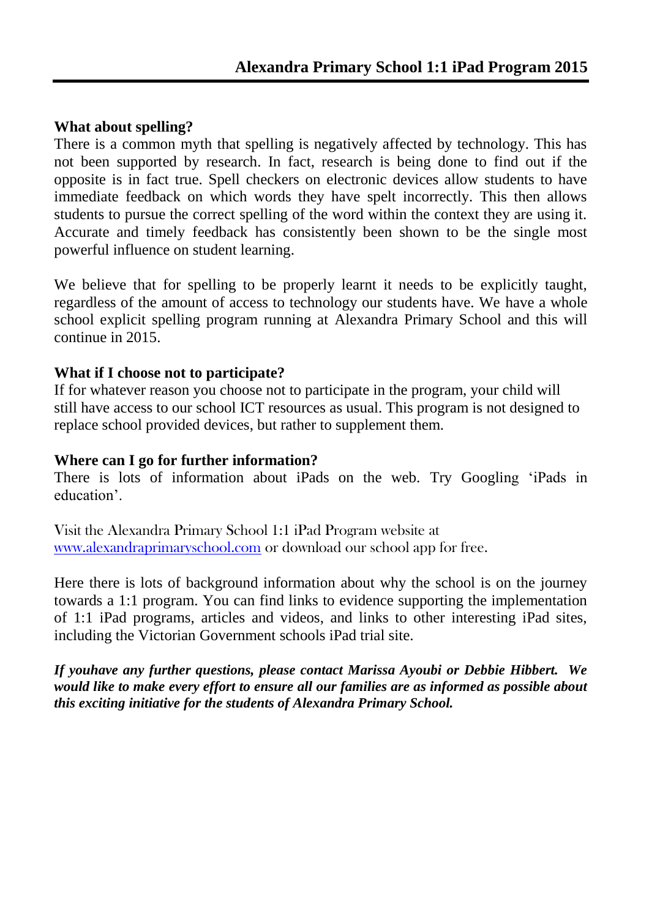### What about spelling?

There is a common myth that spelling is negatively affected by technology. This has not been supported by research. In fact, research is being done to find out if the opposite is in fact true. Spell checkers on electronic devices allow students to have immediate feedback on which words they have spelt incorrectly. This then allows students to pursue the correct spelling of the word within the context they are using it. Accurate and timely feedback has consistently been shown to be the single most powerful influence on student learning.

We believe that for spelling to be properly learnt it needs to be explicitly taught, regardless of the amount of access to technology our students have. We have a whole school explicit spelling program running at Alexandra Primary School and this will continue in 2015.

### What if I choose not to participate?

If for whatever reason you choose not to participate in the program, your child will still have access to our school ICT resources as usual. This program is not designed to replace school provided devices, but rather to supplement them.

### Where can I go for further information?

There is lots of information about iPads on the web. Try Googling 'iPads in education'.

Visit the Alexandra Primary School 1:1 iPad Program website at [www.alexandraprimaryschool.com](http://www.alexandraprimaryschool.com) or download our school app for free.

Here there is lots of background information about why the school is on the journey towards a 1:1 program. You can find links to evidence supporting the implementation of 1:1 iPad programs, articles and videos, and links to other interesting iPad sites, including the Victorian Government schools iPad trial site.

***If youhave any further questions, please contact Marissa Ayoubi or Debbie Hibbert. We would like to make every effort to ensure all our families are as informed as possible about this exciting initiative for the students of Alexandra Primary School.***